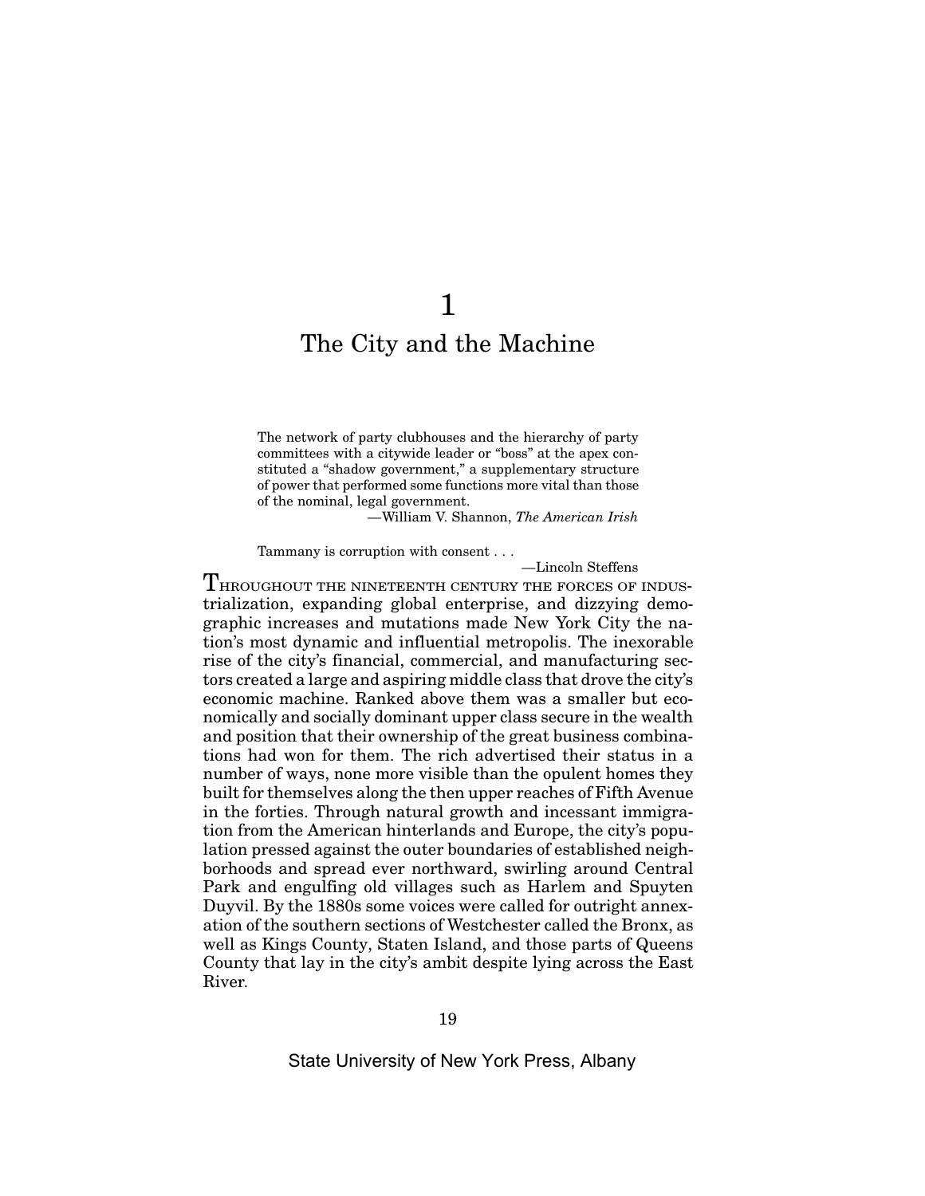# 1
# The City and the Machine

> The network of party clubhouses and the hierarchy of party committees with a citywide leader or "boss" at the apex constituted a "shadow government," a supplementary structure of power that performed some functions more vital than those of the nominal, legal government.
>
> —William V. Shannon, *The American Irish*

> Tammany is corruption with consent . . .
>
> —Lincoln Steffens

THROUGHOUT THE NINETEENTH CENTURY THE FORCES OF INDUSTRIALIZATION, expanding global enterprise, and dizzying demographic increases and mutations made New York City the nation's most dynamic and influential metropolis. The inexorable rise of the city's financial, commercial, and manufacturing sectors created a large and aspiring middle class that drove the city's economic machine. Ranked above them was a smaller but economically and socially dominant upper class secure in the wealth and position that their ownership of the great business combinations had won for them. The rich advertised their status in a number of ways, none more visible than the opulent homes they built for themselves along the then upper reaches of Fifth Avenue in the forties. Through natural growth and incessant immigration from the American hinterlands and Europe, the city's population pressed against the outer boundaries of established neighborhoods and spread ever northward, swirling around Central Park and engulfing old villages such as Harlem and Spuyten Duyvil. By the 1880s some voices were called for outright annexation of the southern sections of Westchester called the Bronx, as well as Kings County, Staten Island, and those parts of Queens County that lay in the city's ambit despite lying across the East River.

State University of New York Press, Albany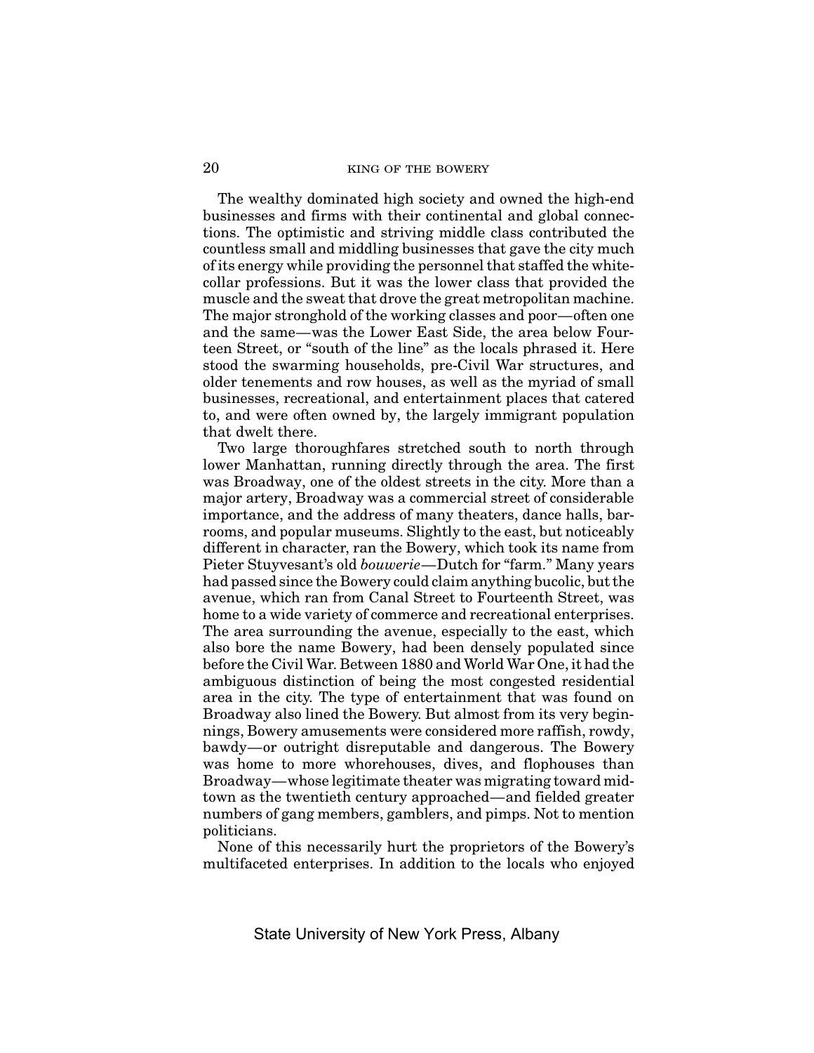The wealthy dominated high society and owned the high-end businesses and firms with their continental and global connections. The optimistic and striving middle class contributed the countless small and middling businesses that gave the city much of its energy while providing the personnel that staffed the white-collar professions. But it was the lower class that provided the muscle and the sweat that drove the great metropolitan machine. The major stronghold of the working classes and poor—often one and the same—was the Lower East Side, the area below Fourteen Street, or "south of the line" as the locals phrased it. Here stood the swarming households, pre-Civil War structures, and older tenements and row houses, as well as the myriad of small businesses, recreational, and entertainment places that catered to, and were often owned by, the largely immigrant population that dwelt there.

Two large thoroughfares stretched south to north through lower Manhattan, running directly through the area. The first was Broadway, one of the oldest streets in the city. More than a major artery, Broadway was a commercial street of considerable importance, and the address of many theaters, dance halls, barrooms, and popular museums. Slightly to the east, but noticeably different in character, ran the Bowery, which took its name from Pieter Stuyvesant's old *bouwerie*—Dutch for "farm." Many years had passed since the Bowery could claim anything bucolic, but the avenue, which ran from Canal Street to Fourteenth Street, was home to a wide variety of commerce and recreational enterprises. The area surrounding the avenue, especially to the east, which also bore the name Bowery, had been densely populated since before the Civil War. Between 1880 and World War One, it had the ambiguous distinction of being the most congested residential area in the city. The type of entertainment that was found on Broadway also lined the Bowery. But almost from its very beginnings, Bowery amusements were considered more raffish, rowdy, bawdy—or outright disreputable and dangerous. The Bowery was home to more whorehouses, dives, and flophouses than Broadway—whose legitimate theater was migrating toward midtown as the twentieth century approached—and fielded greater numbers of gang members, gamblers, and pimps. Not to mention politicians.

None of this necessarily hurt the proprietors of the Bowery's multifaceted enterprises. In addition to the locals who enjoyed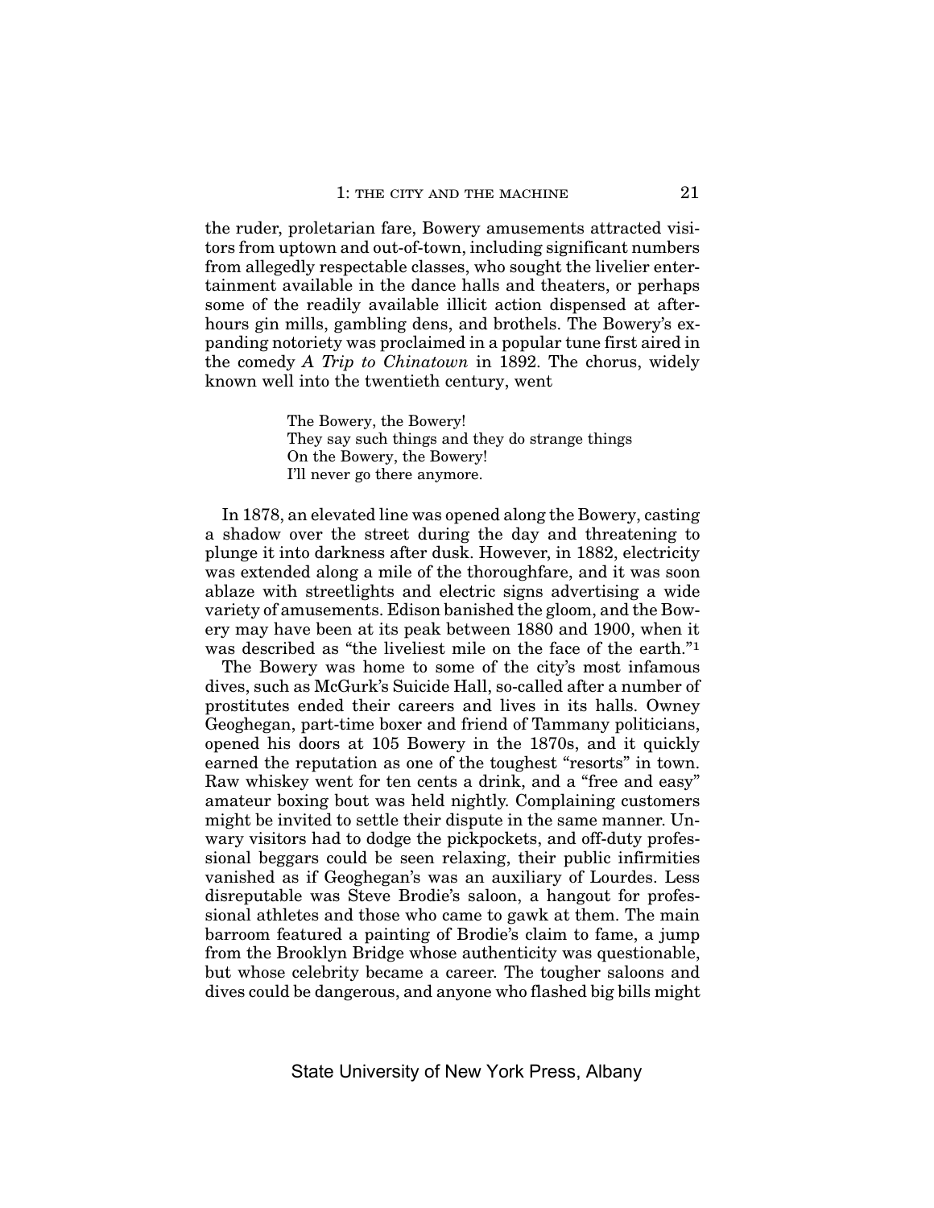the ruder, proletarian fare, Bowery amusements attracted visitors from uptown and out-of-town, including significant numbers from allegedly respectable classes, who sought the livelier entertainment available in the dance halls and theaters, or perhaps some of the readily available illicit action dispensed at after-hours gin mills, gambling dens, and brothels. The Bowery's expanding notoriety was proclaimed in a popular tune first aired in the comedy *A Trip to Chinatown* in 1892. The chorus, widely known well into the twentieth century, went

> The Bowery, the Bowery!
> They say such things and they do strange things
> On the Bowery, the Bowery!
> I'll never go there anymore.

In 1878, an elevated line was opened along the Bowery, casting a shadow over the street during the day and threatening to plunge it into darkness after dusk. However, in 1882, electricity was extended along a mile of the thoroughfare, and it was soon ablaze with streetlights and electric signs advertising a wide variety of amusements. Edison banished the gloom, and the Bowery may have been at its peak between 1880 and 1900, when it was described as "the liveliest mile on the face of the earth."[1]

The Bowery was home to some of the city's most infamous dives, such as McGurk's Suicide Hall, so-called after a number of prostitutes ended their careers and lives in its halls. Owney Geoghegan, part-time boxer and friend of Tammany politicians, opened his doors at 105 Bowery in the 1870s, and it quickly earned the reputation as one of the toughest "resorts" in town. Raw whiskey went for ten cents a drink, and a "free and easy" amateur boxing bout was held nightly. Complaining customers might be invited to settle their dispute in the same manner. Unwary visitors had to dodge the pickpockets, and off-duty professional beggars could be seen relaxing, their public infirmities vanished as if Geoghegan's was an auxiliary of Lourdes. Less disreputable was Steve Brodie's saloon, a hangout for professional athletes and those who came to gawk at them. The main barroom featured a painting of Brodie's claim to fame, a jump from the Brooklyn Bridge whose authenticity was questionable, but whose celebrity became a career. The tougher saloons and dives could be dangerous, and anyone who flashed big bills might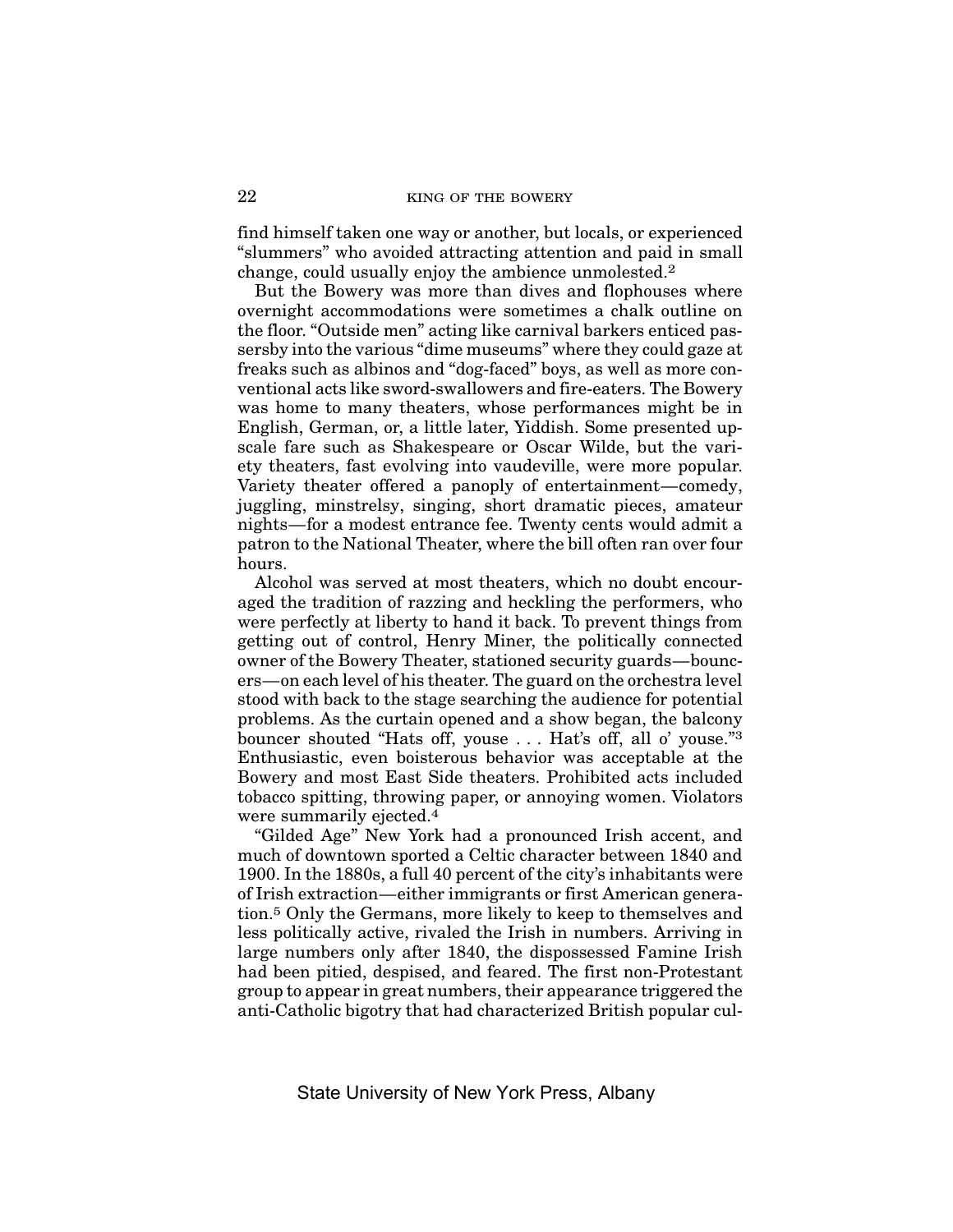find himself taken one way or another, but locals, or experienced "slummers" who avoided attracting attention and paid in small change, could usually enjoy the ambience unmolested.[2]

But the Bowery was more than dives and flophouses where overnight accommodations were sometimes a chalk outline on the floor. "Outside men" acting like carnival barkers enticed passersby into the various "dime museums" where they could gaze at freaks such as albinos and "dog-faced" boys, as well as more conventional acts like sword-swallowers and fire-eaters. The Bowery was home to many theaters, whose performances might be in English, German, or, a little later, Yiddish. Some presented upscale fare such as Shakespeare or Oscar Wilde, but the variety theaters, fast evolving into vaudeville, were more popular. Variety theater offered a panoply of entertainment—comedy, juggling, minstrelsy, singing, short dramatic pieces, amateur nights—for a modest entrance fee. Twenty cents would admit a patron to the National Theater, where the bill often ran over four hours.

Alcohol was served at most theaters, which no doubt encouraged the tradition of razzing and heckling the performers, who were perfectly at liberty to hand it back. To prevent things from getting out of control, Henry Miner, the politically connected owner of the Bowery Theater, stationed security guards—bouncers—on each level of his theater. The guard on the orchestra level stood with back to the stage searching the audience for potential problems. As the curtain opened and a show began, the balcony bouncer shouted "Hats off, youse . . . Hat's off, all o' youse."[3] Enthusiastic, even boisterous behavior was acceptable at the Bowery and most East Side theaters. Prohibited acts included tobacco spitting, throwing paper, or annoying women. Violators were summarily ejected.[4]

"Gilded Age" New York had a pronounced Irish accent, and much of downtown sported a Celtic character between 1840 and 1900. In the 1880s, a full 40 percent of the city's inhabitants were of Irish extraction—either immigrants or first American generation.[5] Only the Germans, more likely to keep to themselves and less politically active, rivaled the Irish in numbers. Arriving in large numbers only after 1840, the dispossessed Famine Irish had been pitied, despised, and feared. The first non-Protestant group to appear in great numbers, their appearance triggered the anti-Catholic bigotry that had characterized British popular cul-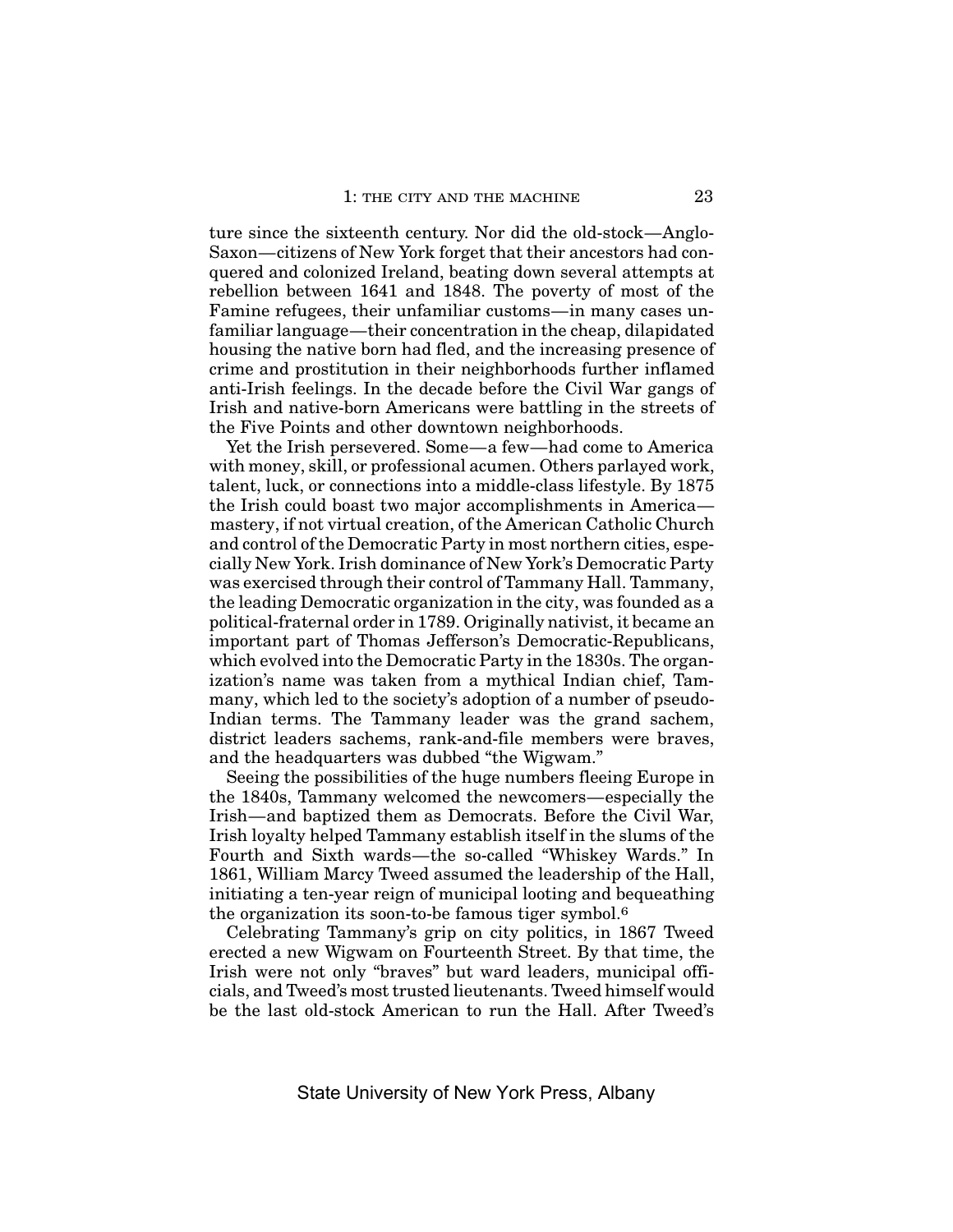ture since the sixteenth century. Nor did the old-stock—Anglo-Saxon—citizens of New York forget that their ancestors had conquered and colonized Ireland, beating down several attempts at rebellion between 1641 and 1848. The poverty of most of the Famine refugees, their unfamiliar customs—in many cases unfamiliar language—their concentration in the cheap, dilapidated housing the native born had fled, and the increasing presence of crime and prostitution in their neighborhoods further inflamed anti-Irish feelings. In the decade before the Civil War gangs of Irish and native-born Americans were battling in the streets of the Five Points and other downtown neighborhoods.

Yet the Irish persevered. Some—a few—had come to America with money, skill, or professional acumen. Others parlayed work, talent, luck, or connections into a middle-class lifestyle. By 1875 the Irish could boast two major accomplishments in America—mastery, if not virtual creation, of the American Catholic Church and control of the Democratic Party in most northern cities, especially New York. Irish dominance of New York's Democratic Party was exercised through their control of Tammany Hall. Tammany, the leading Democratic organization in the city, was founded as a political-fraternal order in 1789. Originally nativist, it became an important part of Thomas Jefferson's Democratic-Republicans, which evolved into the Democratic Party in the 1830s. The organization's name was taken from a mythical Indian chief, Tammany, which led to the society's adoption of a number of pseudo-Indian terms. The Tammany leader was the grand sachem, district leaders sachems, rank-and-file members were braves, and the headquarters was dubbed "the Wigwam."

Seeing the possibilities of the huge numbers fleeing Europe in the 1840s, Tammany welcomed the newcomers—especially the Irish—and baptized them as Democrats. Before the Civil War, Irish loyalty helped Tammany establish itself in the slums of the Fourth and Sixth wards—the so-called "Whiskey Wards." In 1861, William Marcy Tweed assumed the leadership of the Hall, initiating a ten-year reign of municipal looting and bequeathing the organization its soon-to-be famous tiger symbol.[6]

Celebrating Tammany's grip on city politics, in 1867 Tweed erected a new Wigwam on Fourteenth Street. By that time, the Irish were not only "braves" but ward leaders, municipal officials, and Tweed's most trusted lieutenants. Tweed himself would be the last old-stock American to run the Hall. After Tweed's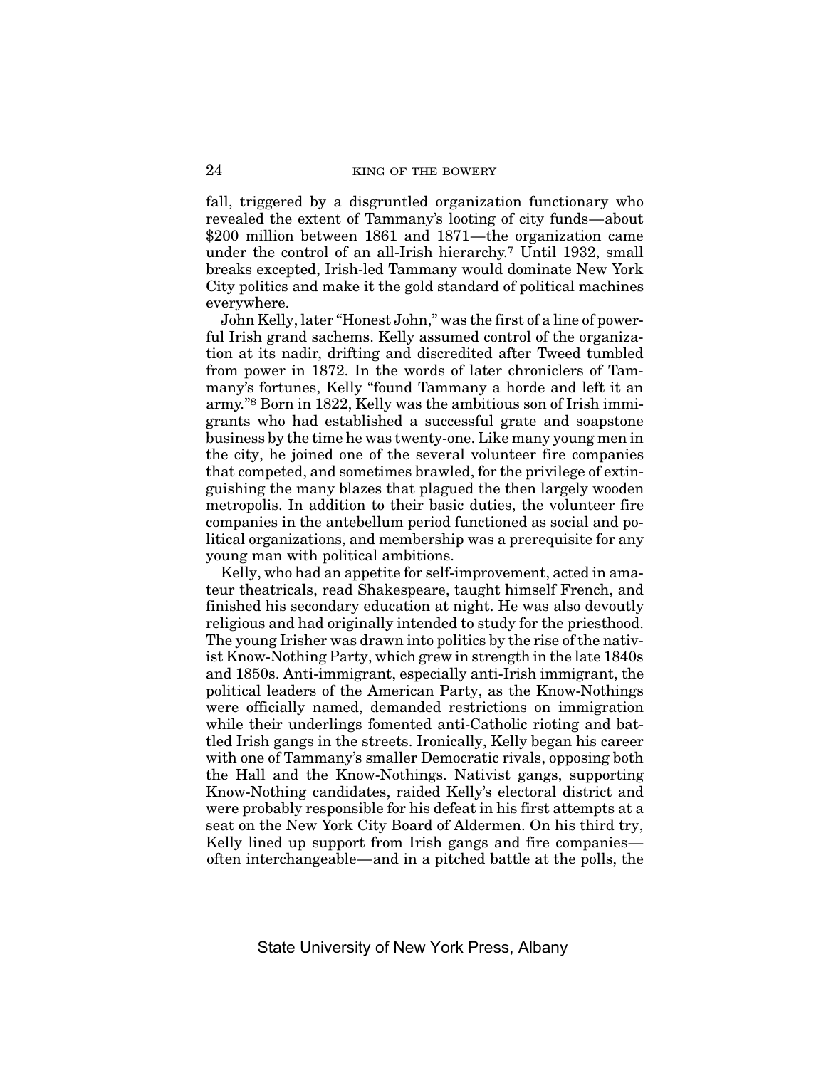fall, triggered by a disgruntled organization functionary who revealed the extent of Tammany's looting of city funds—about $200 million between 1861 and 1871—the organization came under the control of an all-Irish hierarchy.[7] Until 1932, small breaks excepted, Irish-led Tammany would dominate New York City politics and make it the gold standard of political machines everywhere.

John Kelly, later "Honest John," was the first of a line of powerful Irish grand sachems. Kelly assumed control of the organization at its nadir, drifting and discredited after Tweed tumbled from power in 1872. In the words of later chroniclers of Tammany's fortunes, Kelly "found Tammany a horde and left it an army."[8] Born in 1822, Kelly was the ambitious son of Irish immigrants who had established a successful grate and soapstone business by the time he was twenty-one. Like many young men in the city, he joined one of the several volunteer fire companies that competed, and sometimes brawled, for the privilege of extinguishing the many blazes that plagued the then largely wooden metropolis. In addition to their basic duties, the volunteer fire companies in the antebellum period functioned as social and political organizations, and membership was a prerequisite for any young man with political ambitions.

Kelly, who had an appetite for self-improvement, acted in amateur theatricals, read Shakespeare, taught himself French, and finished his secondary education at night. He was also devoutly religious and had originally intended to study for the priesthood. The young Irisher was drawn into politics by the rise of the nativist Know-Nothing Party, which grew in strength in the late 1840s and 1850s. Anti-immigrant, especially anti-Irish immigrant, the political leaders of the American Party, as the Know-Nothings were officially named, demanded restrictions on immigration while their underlings fomented anti-Catholic rioting and battled Irish gangs in the streets. Ironically, Kelly began his career with one of Tammany's smaller Democratic rivals, opposing both the Hall and the Know-Nothings. Nativist gangs, supporting Know-Nothing candidates, raided Kelly's electoral district and were probably responsible for his defeat in his first attempts at a seat on the New York City Board of Aldermen. On his third try, Kelly lined up support from Irish gangs and fire companies—often interchangeable—and in a pitched battle at the polls, the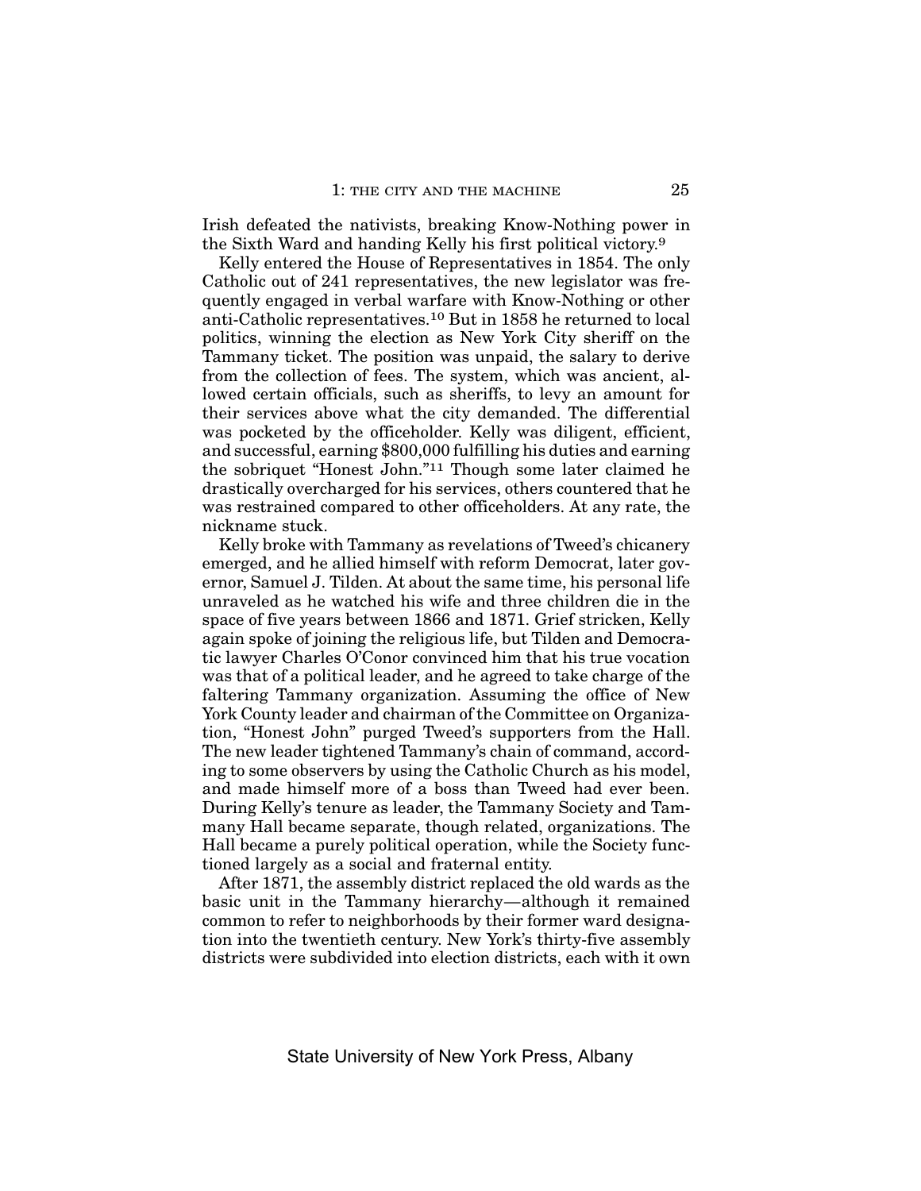Irish defeated the nativists, breaking Know-Nothing power in the Sixth Ward and handing Kelly his first political victory.[9]

Kelly entered the House of Representatives in 1854. The only Catholic out of 241 representatives, the new legislator was frequently engaged in verbal warfare with Know-Nothing or other anti-Catholic representatives.[10] But in 1858 he returned to local politics, winning the election as New York City sheriff on the Tammany ticket. The position was unpaid, the salary to derive from the collection of fees. The system, which was ancient, allowed certain officials, such as sheriffs, to levy an amount for their services above what the city demanded. The differential was pocketed by the officeholder. Kelly was diligent, efficient, and successful, earning $800,000 fulfilling his duties and earning the sobriquet "Honest John."[11] Though some later claimed he drastically overcharged for his services, others countered that he was restrained compared to other officeholders. At any rate, the nickname stuck.

Kelly broke with Tammany as revelations of Tweed's chicanery emerged, and he allied himself with reform Democrat, later governor, Samuel J. Tilden. At about the same time, his personal life unraveled as he watched his wife and three children die in the space of five years between 1866 and 1871. Grief stricken, Kelly again spoke of joining the religious life, but Tilden and Democratic lawyer Charles O'Conor convinced him that his true vocation was that of a political leader, and he agreed to take charge of the faltering Tammany organization. Assuming the office of New York County leader and chairman of the Committee on Organization, "Honest John" purged Tweed's supporters from the Hall. The new leader tightened Tammany's chain of command, according to some observers by using the Catholic Church as his model, and made himself more of a boss than Tweed had ever been. During Kelly's tenure as leader, the Tammany Society and Tammany Hall became separate, though related, organizations. The Hall became a purely political operation, while the Society functioned largely as a social and fraternal entity.

After 1871, the assembly district replaced the old wards as the basic unit in the Tammany hierarchy—although it remained common to refer to neighborhoods by their former ward designation into the twentieth century. New York's thirty-five assembly districts were subdivided into election districts, each with it own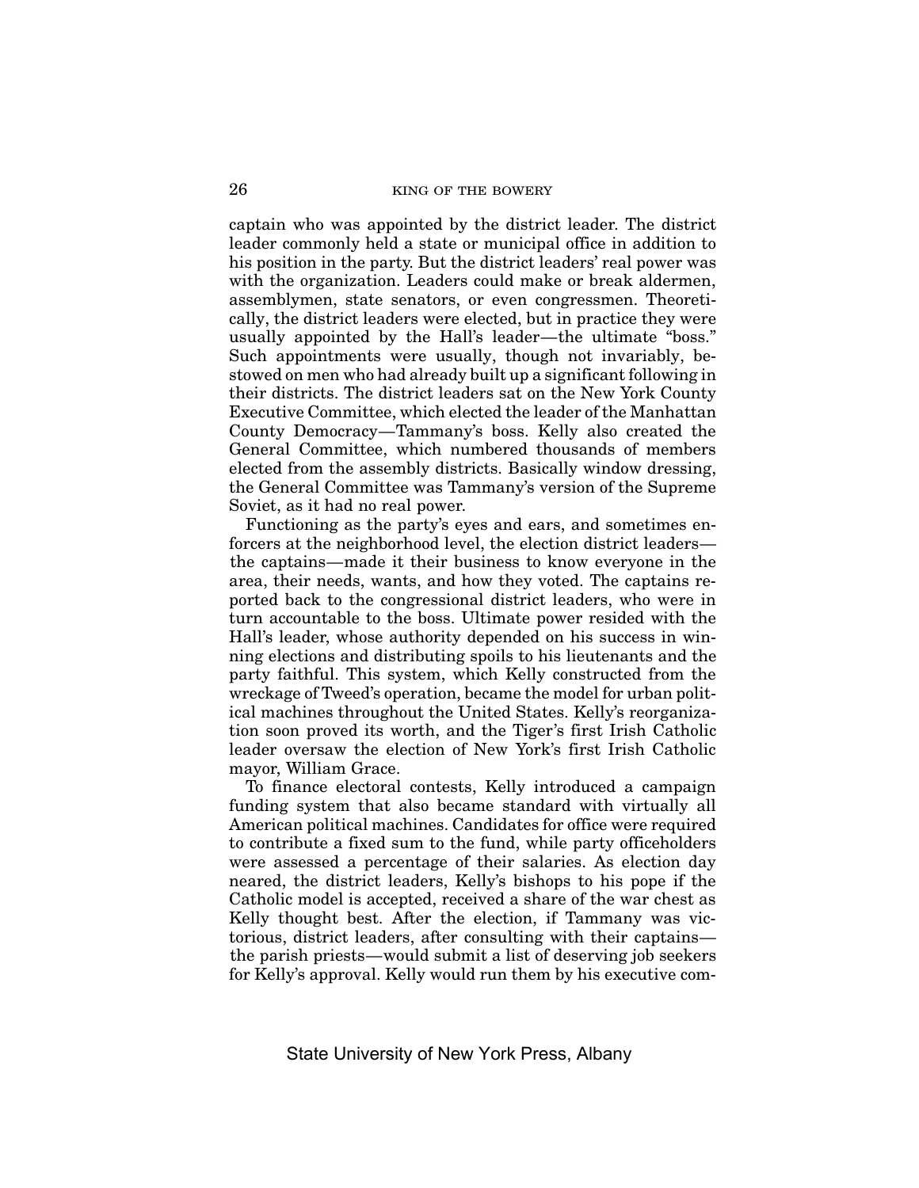captain who was appointed by the district leader. The district leader commonly held a state or municipal office in addition to his position in the party. But the district leaders' real power was with the organization. Leaders could make or break aldermen, assemblymen, state senators, or even congressmen. Theoretically, the district leaders were elected, but in practice they were usually appointed by the Hall's leader—the ultimate "boss." Such appointments were usually, though not invariably, bestowed on men who had already built up a significant following in their districts. The district leaders sat on the New York County Executive Committee, which elected the leader of the Manhattan County Democracy—Tammany's boss. Kelly also created the General Committee, which numbered thousands of members elected from the assembly districts. Basically window dressing, the General Committee was Tammany's version of the Supreme Soviet, as it had no real power.

Functioning as the party's eyes and ears, and sometimes enforcers at the neighborhood level, the election district leaders—the captains—made it their business to know everyone in the area, their needs, wants, and how they voted. The captains reported back to the congressional district leaders, who were in turn accountable to the boss. Ultimate power resided with the Hall's leader, whose authority depended on his success in winning elections and distributing spoils to his lieutenants and the party faithful. This system, which Kelly constructed from the wreckage of Tweed's operation, became the model for urban political machines throughout the United States. Kelly's reorganization soon proved its worth, and the Tiger's first Irish Catholic leader oversaw the election of New York's first Irish Catholic mayor, William Grace.

To finance electoral contests, Kelly introduced a campaign funding system that also became standard with virtually all American political machines. Candidates for office were required to contribute a fixed sum to the fund, while party officeholders were assessed a percentage of their salaries. As election day neared, the district leaders, Kelly's bishops to his pope if the Catholic model is accepted, received a share of the war chest as Kelly thought best. After the election, if Tammany was victorious, district leaders, after consulting with their captains—the parish priests—would submit a list of deserving job seekers for Kelly's approval. Kelly would run them by his executive com-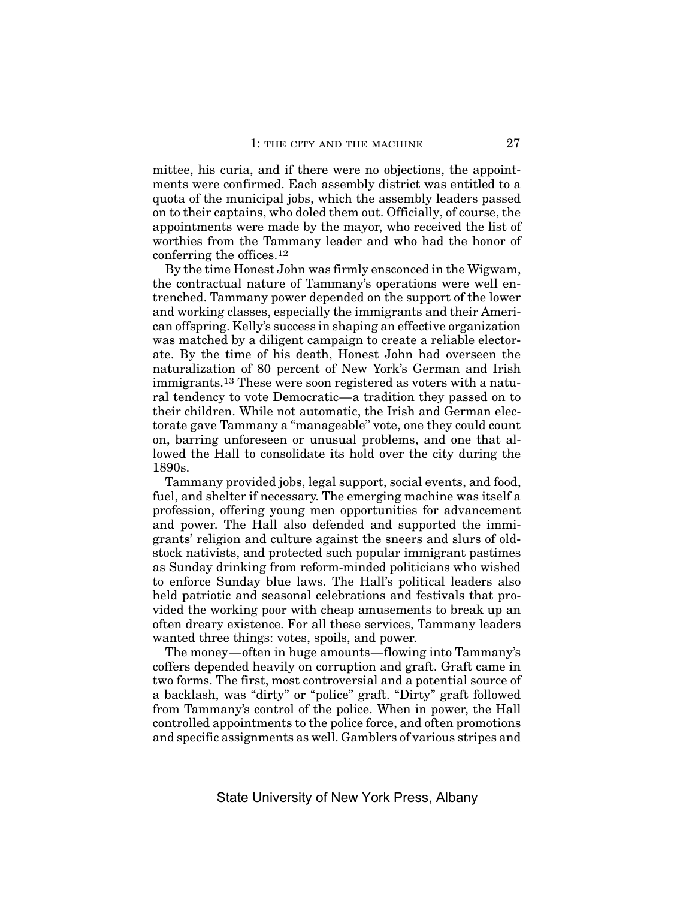mittee, his curia, and if there were no objections, the appointments were confirmed. Each assembly district was entitled to a quota of the municipal jobs, which the assembly leaders passed on to their captains, who doled them out. Officially, of course, the appointments were made by the mayor, who received the list of worthies from the Tammany leader and who had the honor of conferring the offices.[12]

By the time Honest John was firmly ensconced in the Wigwam, the contractual nature of Tammany's operations were well entrenched. Tammany power depended on the support of the lower and working classes, especially the immigrants and their American offspring. Kelly's success in shaping an effective organization was matched by a diligent campaign to create a reliable electorate. By the time of his death, Honest John had overseen the naturalization of 80 percent of New York's German and Irish immigrants.[13] These were soon registered as voters with a natural tendency to vote Democratic—a tradition they passed on to their children. While not automatic, the Irish and German electorate gave Tammany a "manageable" vote, one they could count on, barring unforeseen or unusual problems, and one that allowed the Hall to consolidate its hold over the city during the 1890s.

Tammany provided jobs, legal support, social events, and food, fuel, and shelter if necessary. The emerging machine was itself a profession, offering young men opportunities for advancement and power. The Hall also defended and supported the immigrants' religion and culture against the sneers and slurs of old-stock nativists, and protected such popular immigrant pastimes as Sunday drinking from reform-minded politicians who wished to enforce Sunday blue laws. The Hall's political leaders also held patriotic and seasonal celebrations and festivals that provided the working poor with cheap amusements to break up an often dreary existence. For all these services, Tammany leaders wanted three things: votes, spoils, and power.

The money—often in huge amounts—flowing into Tammany's coffers depended heavily on corruption and graft. Graft came in two forms. The first, most controversial and a potential source of a backlash, was "dirty" or "police" graft. "Dirty" graft followed from Tammany's control of the police. When in power, the Hall controlled appointments to the police force, and often promotions and specific assignments as well. Gamblers of various stripes and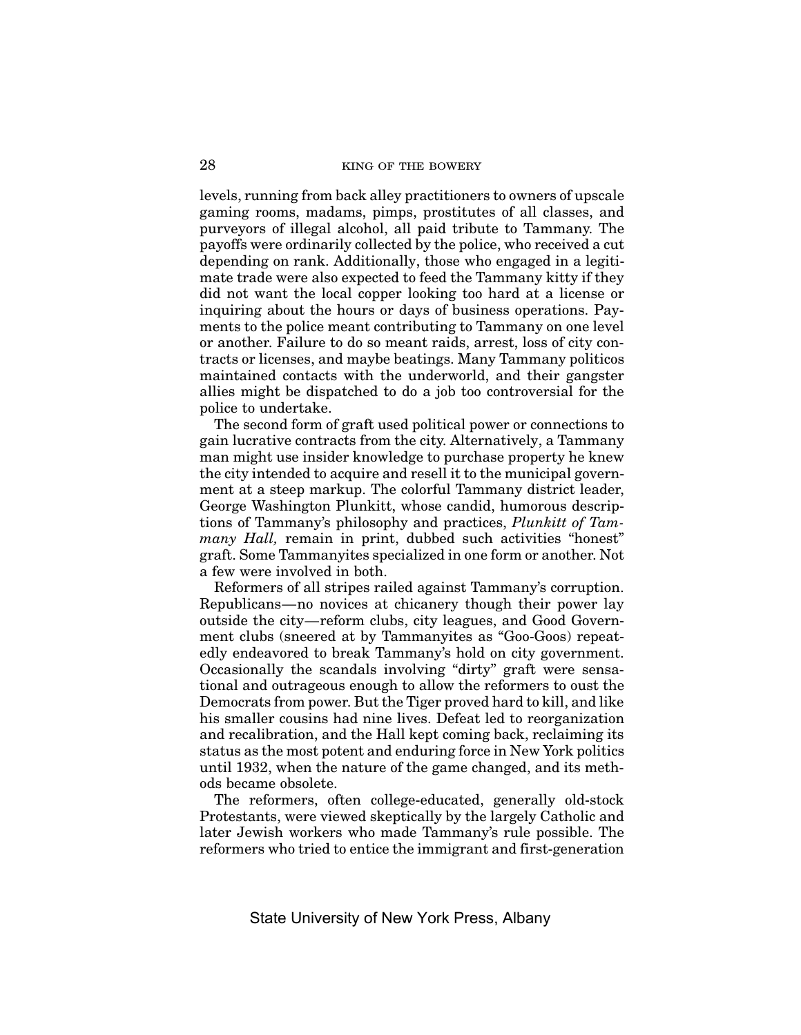levels, running from back alley practitioners to owners of upscale gaming rooms, madams, pimps, prostitutes of all classes, and purveyors of illegal alcohol, all paid tribute to Tammany. The payoffs were ordinarily collected by the police, who received a cut depending on rank. Additionally, those who engaged in a legitimate trade were also expected to feed the Tammany kitty if they did not want the local copper looking too hard at a license or inquiring about the hours or days of business operations. Payments to the police meant contributing to Tammany on one level or another. Failure to do so meant raids, arrest, loss of city contracts or licenses, and maybe beatings. Many Tammany politicos maintained contacts with the underworld, and their gangster allies might be dispatched to do a job too controversial for the police to undertake.

The second form of graft used political power or connections to gain lucrative contracts from the city. Alternatively, a Tammany man might use insider knowledge to purchase property he knew the city intended to acquire and resell it to the municipal government at a steep markup. The colorful Tammany district leader, George Washington Plunkitt, whose candid, humorous descriptions of Tammany's philosophy and practices, *Plunkitt of Tammany Hall,* remain in print, dubbed such activities "honest" graft. Some Tammanyites specialized in one form or another. Not a few were involved in both.

Reformers of all stripes railed against Tammany's corruption. Republicans—no novices at chicanery though their power lay outside the city—reform clubs, city leagues, and Good Government clubs (sneered at by Tammanyites as "Goo-Goos) repeatedly endeavored to break Tammany's hold on city government. Occasionally the scandals involving "dirty" graft were sensational and outrageous enough to allow the reformers to oust the Democrats from power. But the Tiger proved hard to kill, and like his smaller cousins had nine lives. Defeat led to reorganization and recalibration, and the Hall kept coming back, reclaiming its status as the most potent and enduring force in New York politics until 1932, when the nature of the game changed, and its methods became obsolete.

The reformers, often college-educated, generally old-stock Protestants, were viewed skeptically by the largely Catholic and later Jewish workers who made Tammany's rule possible. The reformers who tried to entice the immigrant and first-generation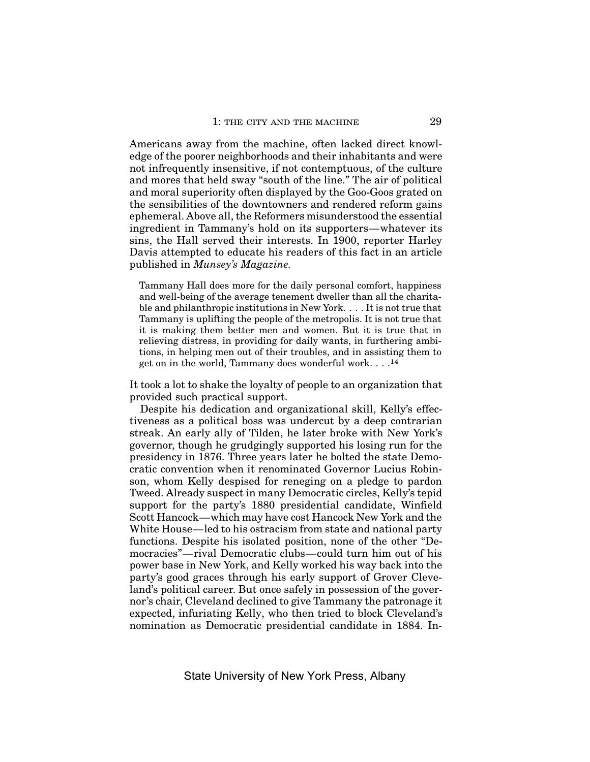Americans away from the machine, often lacked direct knowledge of the poorer neighborhoods and their inhabitants and were not infrequently insensitive, if not contemptuous, of the culture and mores that held sway "south of the line." The air of political and moral superiority often displayed by the Goo-Goos grated on the sensibilities of the downtowners and rendered reform gains ephemeral. Above all, the Reformers misunderstood the essential ingredient in Tammany's hold on its supporters—whatever its sins, the Hall served their interests. In 1900, reporter Harley Davis attempted to educate his readers of this fact in an article published in *Munsey's Magazine.*

> Tammany Hall does more for the daily personal comfort, happiness and well-being of the average tenement dweller than all the charitable and philanthropic institutions in New York. . . . It is not true that Tammany is uplifting the people of the metropolis. It is not true that it is making them better men and women. But it is true that in relieving distress, in providing for daily wants, in furthering ambitions, in helping men out of their troubles, and in assisting them to get on in the world, Tammany does wonderful work. . . .[14]

It took a lot to shake the loyalty of people to an organization that provided such practical support.

Despite his dedication and organizational skill, Kelly's effectiveness as a political boss was undercut by a deep contrarian streak. An early ally of Tilden, he later broke with New York's governor, though he grudgingly supported his losing run for the presidency in 1876. Three years later he bolted the state Democratic convention when it renominated Governor Lucius Robinson, whom Kelly despised for reneging on a pledge to pardon Tweed. Already suspect in many Democratic circles, Kelly's tepid support for the party's 1880 presidential candidate, Winfield Scott Hancock—which may have cost Hancock New York and the White House—led to his ostracism from state and national party functions. Despite his isolated position, none of the other "Democracies"—rival Democratic clubs—could turn him out of his power base in New York, and Kelly worked his way back into the party's good graces through his early support of Grover Cleveland's political career. But once safely in possession of the governor's chair, Cleveland declined to give Tammany the patronage it expected, infuriating Kelly, who then tried to block Cleveland's nomination as Democratic presidential candidate in 1884. In-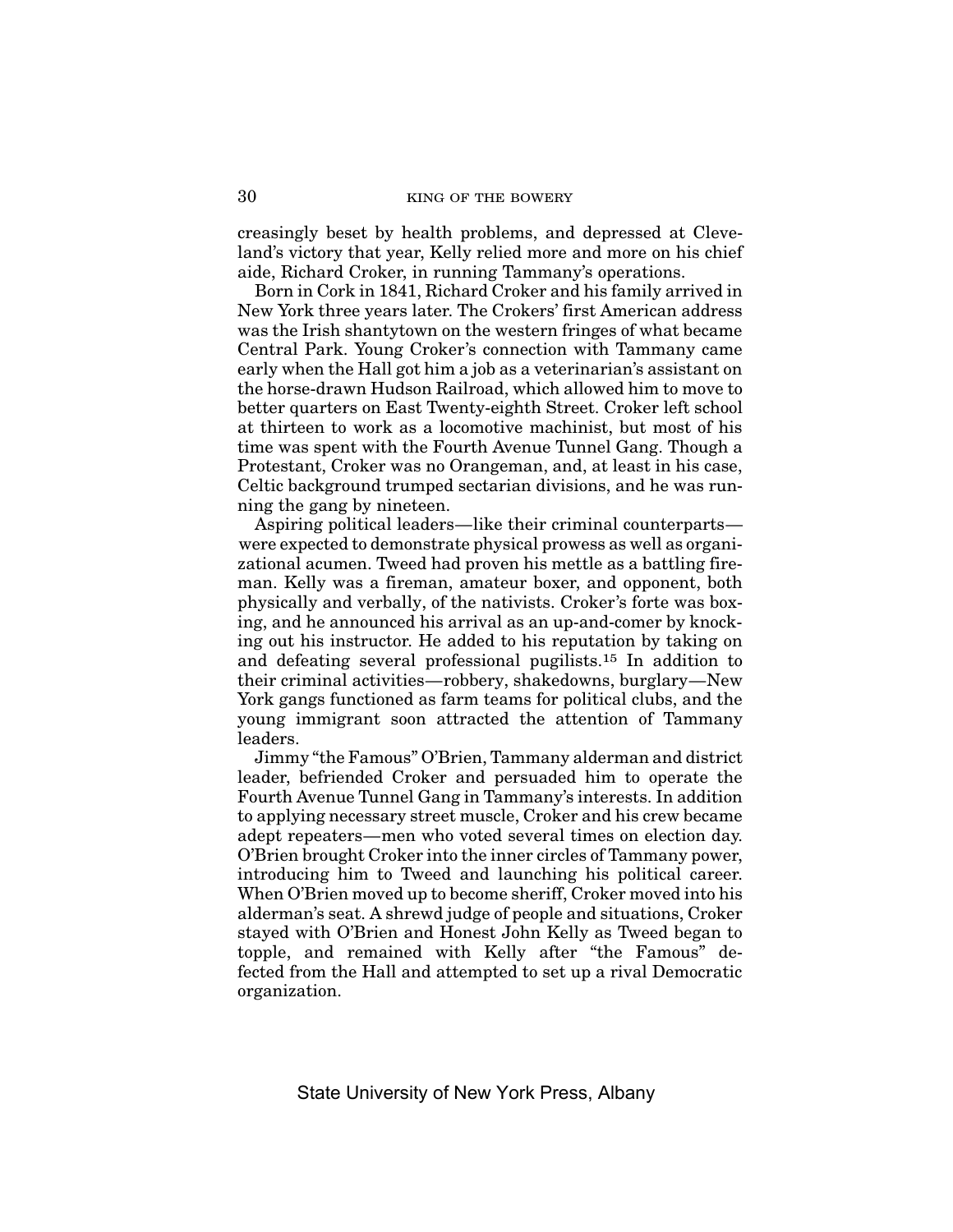creasingly beset by health problems, and depressed at Cleveland's victory that year, Kelly relied more and more on his chief aide, Richard Croker, in running Tammany's operations.

Born in Cork in 1841, Richard Croker and his family arrived in New York three years later. The Crokers' first American address was the Irish shantytown on the western fringes of what became Central Park. Young Croker's connection with Tammany came early when the Hall got him a job as a veterinarian's assistant on the horse-drawn Hudson Railroad, which allowed him to move to better quarters on East Twenty-eighth Street. Croker left school at thirteen to work as a locomotive machinist, but most of his time was spent with the Fourth Avenue Tunnel Gang. Though a Protestant, Croker was no Orangeman, and, at least in his case, Celtic background trumped sectarian divisions, and he was running the gang by nineteen.

Aspiring political leaders—like their criminal counterparts—were expected to demonstrate physical prowess as well as organizational acumen. Tweed had proven his mettle as a battling fireman. Kelly was a fireman, amateur boxer, and opponent, both physically and verbally, of the nativists. Croker's forte was boxing, and he announced his arrival as an up-and-comer by knocking out his instructor. He added to his reputation by taking on and defeating several professional pugilists.[15] In addition to their criminal activities—robbery, shakedowns, burglary—New York gangs functioned as farm teams for political clubs, and the young immigrant soon attracted the attention of Tammany leaders.

Jimmy "the Famous" O'Brien, Tammany alderman and district leader, befriended Croker and persuaded him to operate the Fourth Avenue Tunnel Gang in Tammany's interests. In addition to applying necessary street muscle, Croker and his crew became adept repeaters—men who voted several times on election day. O'Brien brought Croker into the inner circles of Tammany power, introducing him to Tweed and launching his political career. When O'Brien moved up to become sheriff, Croker moved into his alderman's seat. A shrewd judge of people and situations, Croker stayed with O'Brien and Honest John Kelly as Tweed began to topple, and remained with Kelly after "the Famous" defected from the Hall and attempted to set up a rival Democratic organization.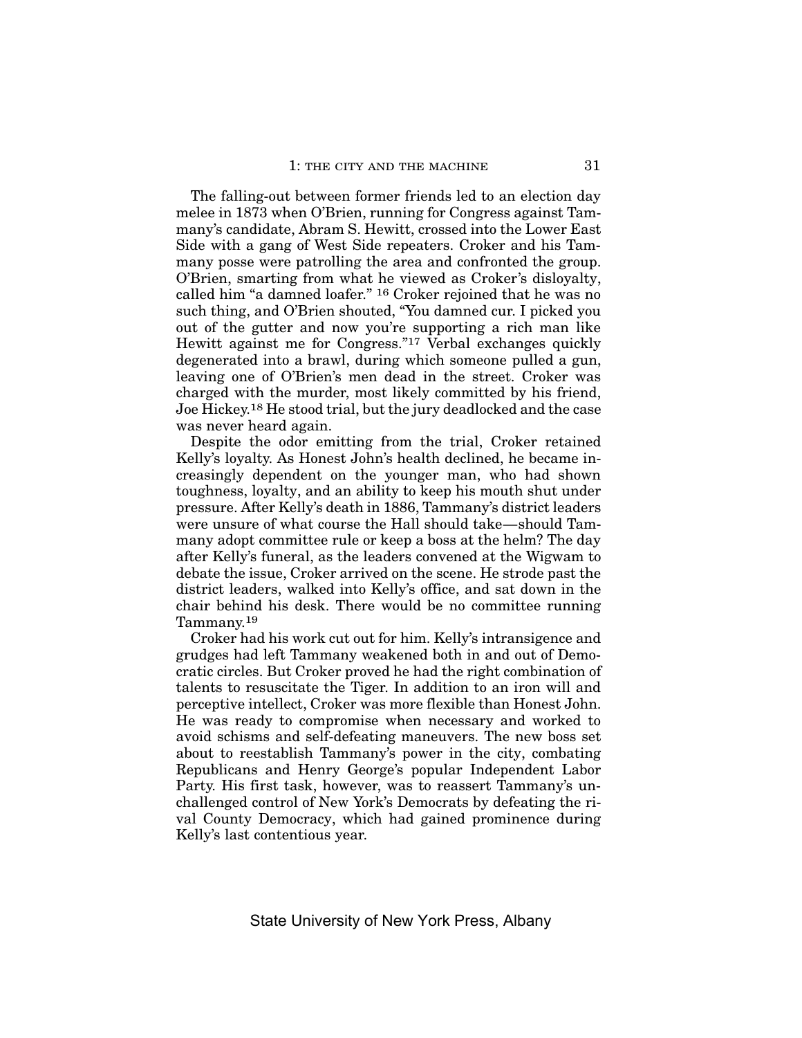The falling-out between former friends led to an election day melee in 1873 when O'Brien, running for Congress against Tammany's candidate, Abram S. Hewitt, crossed into the Lower East Side with a gang of West Side repeaters. Croker and his Tammany posse were patrolling the area and confronted the group. O'Brien, smarting from what he viewed as Croker's disloyalty, called him "a damned loafer." [16] Croker rejoined that he was no such thing, and O'Brien shouted, "You damned cur. I picked you out of the gutter and now you're supporting a rich man like Hewitt against me for Congress."[17] Verbal exchanges quickly degenerated into a brawl, during which someone pulled a gun, leaving one of O'Brien's men dead in the street. Croker was charged with the murder, most likely committed by his friend, Joe Hickey.[18] He stood trial, but the jury deadlocked and the case was never heard again.

Despite the odor emitting from the trial, Croker retained Kelly's loyalty. As Honest John's health declined, he became increasingly dependent on the younger man, who had shown toughness, loyalty, and an ability to keep his mouth shut under pressure. After Kelly's death in 1886, Tammany's district leaders were unsure of what course the Hall should take—should Tammany adopt committee rule or keep a boss at the helm? The day after Kelly's funeral, as the leaders convened at the Wigwam to debate the issue, Croker arrived on the scene. He strode past the district leaders, walked into Kelly's office, and sat down in the chair behind his desk. There would be no committee running Tammany.[19]

Croker had his work cut out for him. Kelly's intransigence and grudges had left Tammany weakened both in and out of Democratic circles. But Croker proved he had the right combination of talents to resuscitate the Tiger. In addition to an iron will and perceptive intellect, Croker was more flexible than Honest John. He was ready to compromise when necessary and worked to avoid schisms and self-defeating maneuvers. The new boss set about to reestablish Tammany's power in the city, combating Republicans and Henry George's popular Independent Labor Party. His first task, however, was to reassert Tammany's unchallenged control of New York's Democrats by defeating the rival County Democracy, which had gained prominence during Kelly's last contentious year.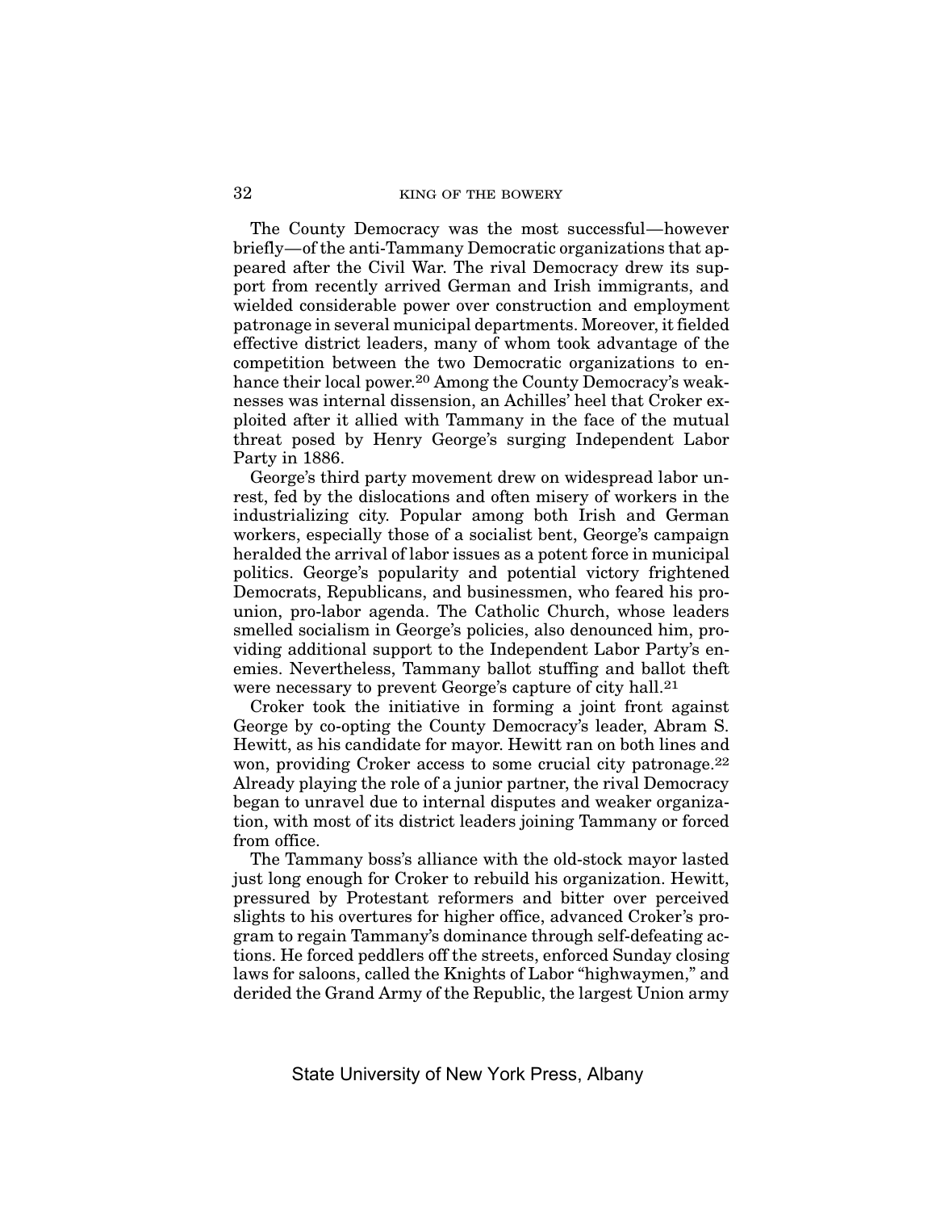The County Democracy was the most successful—however briefly—of the anti-Tammany Democratic organizations that appeared after the Civil War. The rival Democracy drew its support from recently arrived German and Irish immigrants, and wielded considerable power over construction and employment patronage in several municipal departments. Moreover, it fielded effective district leaders, many of whom took advantage of the competition between the two Democratic organizations to enhance their local power.[20] Among the County Democracy's weaknesses was internal dissension, an Achilles' heel that Croker exploited after it allied with Tammany in the face of the mutual threat posed by Henry George's surging Independent Labor Party in 1886.

George's third party movement drew on widespread labor unrest, fed by the dislocations and often misery of workers in the industrializing city. Popular among both Irish and German workers, especially those of a socialist bent, George's campaign heralded the arrival of labor issues as a potent force in municipal politics. George's popularity and potential victory frightened Democrats, Republicans, and businessmen, who feared his pro-union, pro-labor agenda. The Catholic Church, whose leaders smelled socialism in George's policies, also denounced him, providing additional support to the Independent Labor Party's enemies. Nevertheless, Tammany ballot stuffing and ballot theft were necessary to prevent George's capture of city hall.[21]

Croker took the initiative in forming a joint front against George by co-opting the County Democracy's leader, Abram S. Hewitt, as his candidate for mayor. Hewitt ran on both lines and won, providing Croker access to some crucial city patronage.[22] Already playing the role of a junior partner, the rival Democracy began to unravel due to internal disputes and weaker organization, with most of its district leaders joining Tammany or forced from office.

The Tammany boss's alliance with the old-stock mayor lasted just long enough for Croker to rebuild his organization. Hewitt, pressured by Protestant reformers and bitter over perceived slights to his overtures for higher office, advanced Croker's program to regain Tammany's dominance through self-defeating actions. He forced peddlers off the streets, enforced Sunday closing laws for saloons, called the Knights of Labor "highwaymen," and derided the Grand Army of the Republic, the largest Union army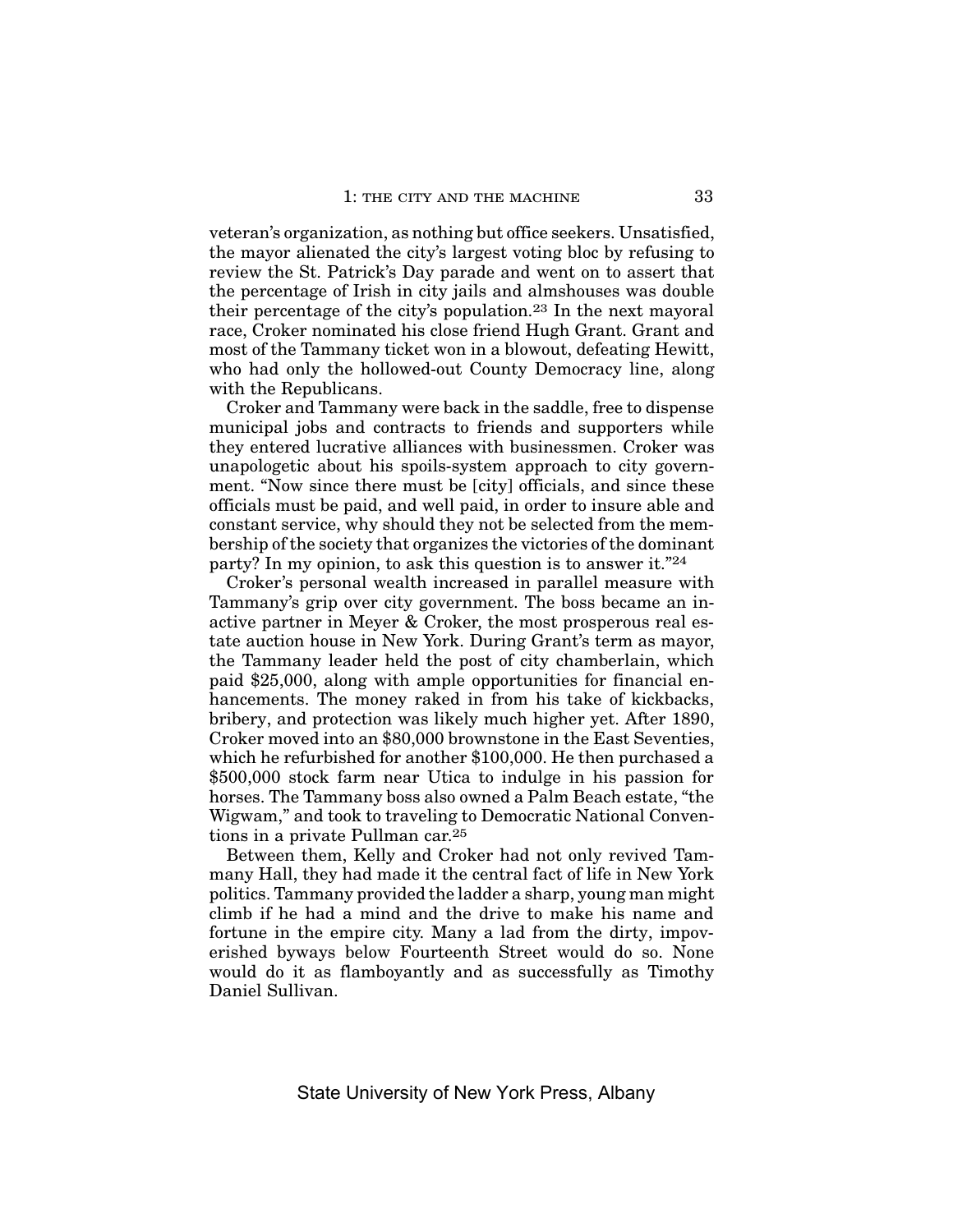veteran's organization, as nothing but office seekers. Unsatisfied, the mayor alienated the city's largest voting bloc by refusing to review the St. Patrick's Day parade and went on to assert that the percentage of Irish in city jails and almshouses was double their percentage of the city's population.[23] In the next mayoral race, Croker nominated his close friend Hugh Grant. Grant and most of the Tammany ticket won in a blowout, defeating Hewitt, who had only the hollowed-out County Democracy line, along with the Republicans.

Croker and Tammany were back in the saddle, free to dispense municipal jobs and contracts to friends and supporters while they entered lucrative alliances with businessmen. Croker was unapologetic about his spoils-system approach to city government. "Now since there must be [city] officials, and since these officials must be paid, and well paid, in order to insure able and constant service, why should they not be selected from the membership of the society that organizes the victories of the dominant party? In my opinion, to ask this question is to answer it."[24]

Croker's personal wealth increased in parallel measure with Tammany's grip over city government. The boss became an inactive partner in Meyer & Croker, the most prosperous real estate auction house in New York. During Grant's term as mayor, the Tammany leader held the post of city chamberlain, which paid $25,000, along with ample opportunities for financial enhancements. The money raked in from his take of kickbacks, bribery, and protection was likely much higher yet. After 1890, Croker moved into an $80,000 brownstone in the East Seventies, which he refurbished for another $100,000. He then purchased a $500,000 stock farm near Utica to indulge in his passion for horses. The Tammany boss also owned a Palm Beach estate, "the Wigwam," and took to traveling to Democratic National Conventions in a private Pullman car.[25]

Between them, Kelly and Croker had not only revived Tammany Hall, they had made it the central fact of life in New York politics. Tammany provided the ladder a sharp, young man might climb if he had a mind and the drive to make his name and fortune in the empire city. Many a lad from the dirty, impoverished byways below Fourteenth Street would do so. None would do it as flamboyantly and as successfully as Timothy Daniel Sullivan.

State University of New York Press, Albany